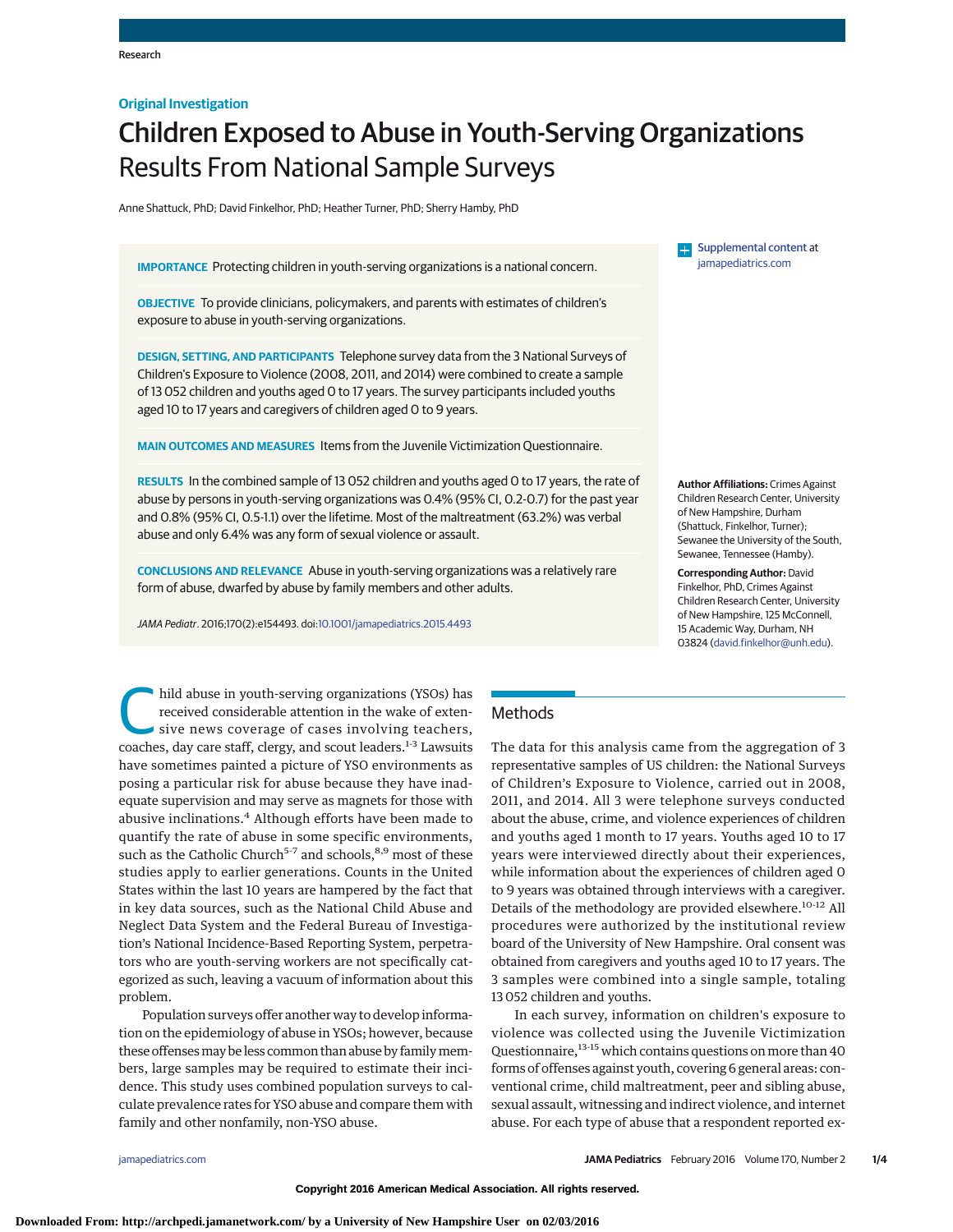Original Investigation

# Children Exposed to Abuse in Youth-Serving Organizations
## Results From National Sample Surveys

Anne Shattuck, PhD; David Finkelhor, PhD; Heather Turner, PhD; Sherry Hamby, PhD

**IMPORTANCE** Protecting children in youth-serving organizations is a national concern.

**OBJECTIVE** To provide clinicians, policymakers, and parents with estimates of children's exposure to abuse in youth-serving organizations.

**DESIGN, SETTING, AND PARTICIPANTS** Telephone survey data from the 3 National Surveys of Children's Exposure to Violence (2008, 2011, and 2014) were combined to create a sample of 13 052 children and youths aged 0 to 17 years. The survey participants included youths aged 10 to 17 years and caregivers of children aged 0 to 9 years.

**MAIN OUTCOMES AND MEASURES** Items from the Juvenile Victimization Questionnaire.

**RESULTS** In the combined sample of 13 052 children and youths aged 0 to 17 years, the rate of abuse by persons in youth-serving organizations was 0.4% (95% CI, 0.2-0.7) for the past year and 0.8% (95% CI, 0.5-1.1) over the lifetime. Most of the maltreatment (63.2%) was verbal abuse and only 6.4% was any form of sexual violence or assault.

**CONCLUSIONS AND RELEVANCE** Abuse in youth-serving organizations was a relatively rare form of abuse, dwarfed by abuse by family members and other adults.

*JAMA Pediatr*. 2016;170(2):e154493. doi:10.1001/jamapediatrics.2015.4493

Supplemental content at jamapediatrics.com

**Author Affiliations:** Crimes Against Children Research Center, University of New Hampshire, Durham (Shattuck, Finkelhor, Turner); Sewanee the University of the South, Sewanee, Tennessee (Hamby).

**Corresponding Author:** David Finkelhor, PhD, Crimes Against Children Research Center, University of New Hampshire, 125 McConnell, 15 Academic Way, Durham, NH 03824 (david.finkelhor@unh.edu).

Child abuse in youth-serving organizations (YSOs) has received considerable attention in the wake of extensive news coverage of cases involving teachers, coaches, day care staff, clergy, and scout leaders.[1-3] Lawsuits have sometimes painted a picture of YSO environments as posing a particular risk for abuse because they have inadequate supervision and may serve as magnets for those with abusive inclinations.[4] Although efforts have been made to quantify the rate of abuse in some specific environments, such as the Catholic Church[5-7] and schools,[8,9] most of these studies apply to earlier generations. Counts in the United States within the last 10 years are hampered by the fact that in key data sources, such as the National Child Abuse and Neglect Data System and the Federal Bureau of Investigation's National Incidence-Based Reporting System, perpetrators who are youth-serving workers are not specifically categorized as such, leaving a vacuum of information about this problem.

Population surveys offer another way to develop information on the epidemiology of abuse in YSOs; however, because these offenses may be less common than abuse by family members, large samples may be required to estimate their incidence. This study uses combined population surveys to calculate prevalence rates for YSO abuse and compare them with family and other nonfamily, non-YSO abuse.

## Methods

The data for this analysis came from the aggregation of 3 representative samples of US children: the National Surveys of Children's Exposure to Violence, carried out in 2008, 2011, and 2014. All 3 were telephone surveys conducted about the abuse, crime, and violence experiences of children and youths aged 1 month to 17 years. Youths aged 10 to 17 years were interviewed directly about their experiences, while information about the experiences of children aged 0 to 9 years was obtained through interviews with a caregiver. Details of the methodology are provided elsewhere.[10-12] All procedures were authorized by the institutional review board of the University of New Hampshire. Oral consent was obtained from caregivers and youths aged 10 to 17 years. The 3 samples were combined into a single sample, totaling 13 052 children and youths.

In each survey, information on children's exposure to violence was collected using the Juvenile Victimization Questionnaire,[13-15] which contains questions on more than 40 forms of offenses against youth, covering 6 general areas: conventional crime, child maltreatment, peer and sibling abuse, sexual assault, witnessing and indirect violence, and internet abuse. For each type of abuse that a respondent reported ex-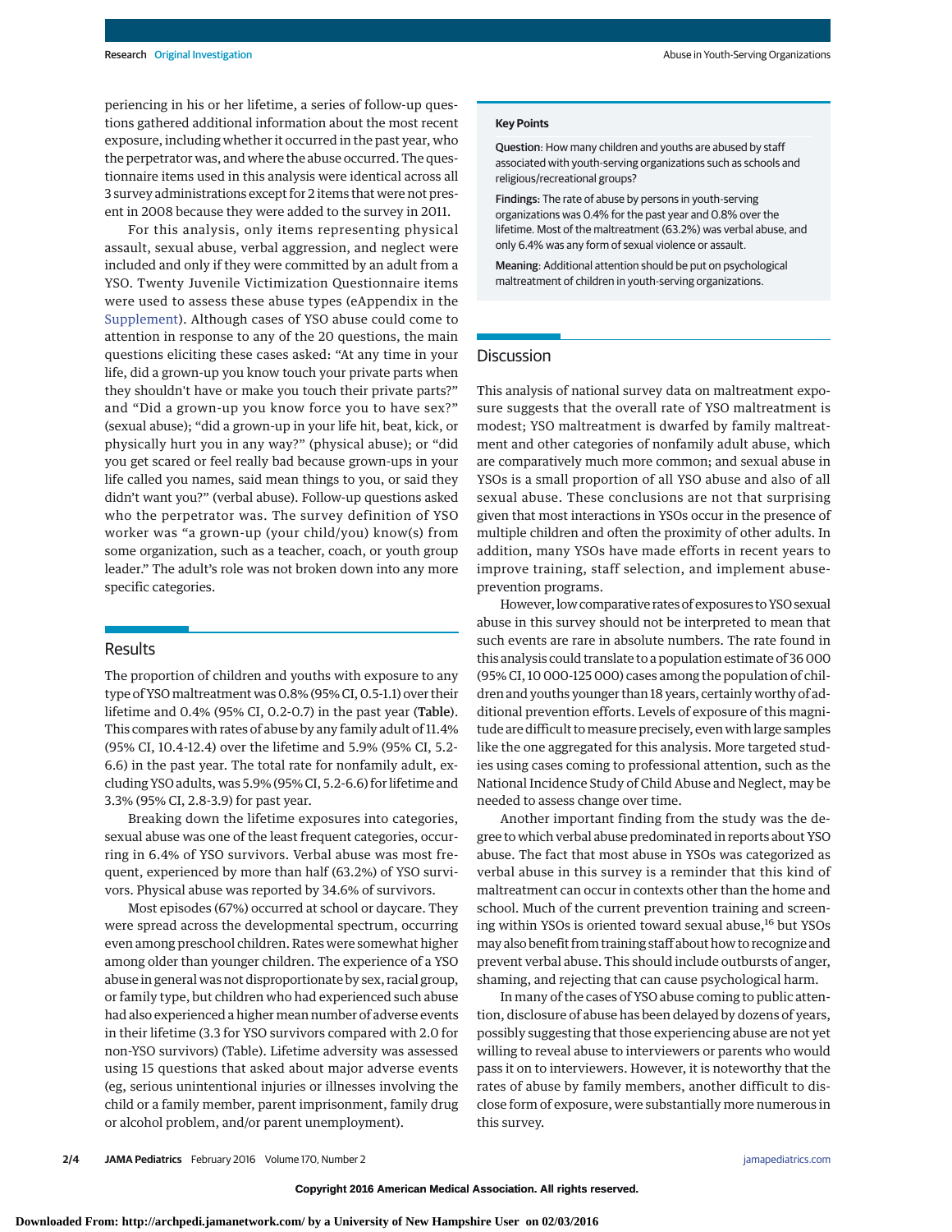periencing in his or her lifetime, a series of follow-up questions gathered additional information about the most recent exposure, including whether it occurred in the past year, who the perpetrator was, and where the abuse occurred. The questionnaire items used in this analysis were identical across all 3 survey administrations except for 2 items that were not present in 2008 because they were added to the survey in 2011.

For this analysis, only items representing physical assault, sexual abuse, verbal aggression, and neglect were included and only if they were committed by an adult from a YSO. Twenty Juvenile Victimization Questionnaire items were used to assess these abuse types (eAppendix in the Supplement). Although cases of YSO abuse could come to attention in response to any of the 20 questions, the main questions eliciting these cases asked: "At any time in your life, did a grown-up you know touch your private parts when they shouldn't have or make you touch their private parts?" and "Did a grown-up you know force you to have sex?" (sexual abuse); "did a grown-up in your life hit, beat, kick, or physically hurt you in any way?" (physical abuse); or "did you get scared or feel really bad because grown-ups in your life called you names, said mean things to you, or said they didn't want you?" (verbal abuse). Follow-up questions asked who the perpetrator was. The survey definition of YSO worker was "a grown-up (your child/you) know(s) from some organization, such as a teacher, coach, or youth group leader." The adult's role was not broken down into any more specific categories.

## Results

The proportion of children and youths with exposure to any type of YSO maltreatment was 0.8% (95% CI, 0.5-1.1) over their lifetime and 0.4% (95% CI, 0.2-0.7) in the past year (Table). This compares with rates of abuse by any family adult of 11.4% (95% CI, 10.4-12.4) over the lifetime and 5.9% (95% CI, 5.2-6.6) in the past year. The total rate for nonfamily adult, excluding YSO adults, was 5.9% (95% CI, 5.2-6.6) for lifetime and 3.3% (95% CI, 2.8-3.9) for past year.

Breaking down the lifetime exposures into categories, sexual abuse was one of the least frequent categories, occurring in 6.4% of YSO survivors. Verbal abuse was most frequent, experienced by more than half (63.2%) of YSO survivors. Physical abuse was reported by 34.6% of survivors.

Most episodes (67%) occurred at school or daycare. They were spread across the developmental spectrum, occurring even among preschool children. Rates were somewhat higher among older than younger children. The experience of a YSO abuse in general was not disproportionate by sex, racial group, or family type, but children who had experienced such abuse had also experienced a higher mean number of adverse events in their lifetime (3.3 for YSO survivors compared with 2.0 for non-YSO survivors) (Table). Lifetime adversity was assessed using 15 questions that asked about major adverse events (eg, serious unintentional injuries or illnesses involving the child or a family member, parent imprisonment, family drug or alcohol problem, and/or parent unemployment).

**Key Points**

**Question**: How many children and youths are abused by staff associated with youth-serving organizations such as schools and religious/recreational groups?

**Findings**: The rate of abuse by persons in youth-serving organizations was 0.4% for the past year and 0.8% over the lifetime. Most of the maltreatment (63.2%) was verbal abuse, and only 6.4% was any form of sexual violence or assault.

**Meaning**: Additional attention should be put on psychological maltreatment of children in youth-serving organizations.

## Discussion

This analysis of national survey data on maltreatment exposure suggests that the overall rate of YSO maltreatment is modest; YSO maltreatment is dwarfed by family maltreatment and other categories of nonfamily adult abuse, which are comparatively much more common; and sexual abuse in YSOs is a small proportion of all YSO abuse and also of all sexual abuse. These conclusions are not that surprising given that most interactions in YSOs occur in the presence of multiple children and often the proximity of other adults. In addition, many YSOs have made efforts in recent years to improve training, staff selection, and implement abuse-prevention programs.

However, low comparative rates of exposures to YSO sexual abuse in this survey should not be interpreted to mean that such events are rare in absolute numbers. The rate found in this analysis could translate to a population estimate of 36 000 (95% CI, 10 000-125 000) cases among the population of children and youths younger than 18 years, certainly worthy of additional prevention efforts. Levels of exposure of this magnitude are difficult to measure precisely, even with large samples like the one aggregated for this analysis. More targeted studies using cases coming to professional attention, such as the National Incidence Study of Child Abuse and Neglect, may be needed to assess change over time.

Another important finding from the study was the degree to which verbal abuse predominated in reports about YSO abuse. The fact that most abuse in YSOs was categorized as verbal abuse in this survey is a reminder that this kind of maltreatment can occur in contexts other than the home and school. Much of the current prevention training and screening within YSOs is oriented toward sexual abuse,[16] but YSOs may also benefit from training staff about how to recognize and prevent verbal abuse. This should include outbursts of anger, shaming, and rejecting that can cause psychological harm.

In many of the cases of YSO abuse coming to public attention, disclosure of abuse has been delayed by dozens of years, possibly suggesting that those experiencing abuse are not yet willing to reveal abuse to interviewers or parents who would pass it on to interviewers. However, it is noteworthy that the rates of abuse by family members, another difficult to disclose form of exposure, were substantially more numerous in this survey.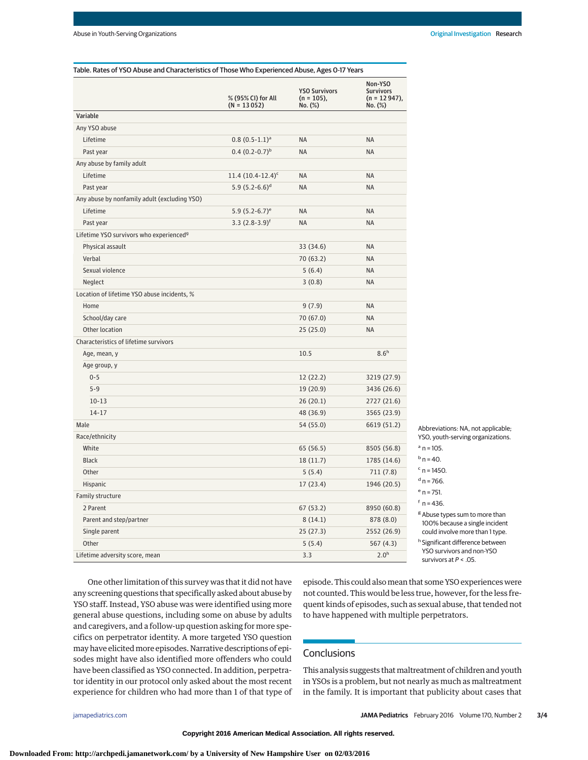Table. Rates of YSO Abuse and Characteristics of Those Who Experienced Abuse, Ages 0-17 Years

| Variable | % (95% CI) for All (N = 13 052) | YSO Survivors (n = 105), No. (%) | Non-YSO Survivors (n = 12 947), No. (%) |
|---|---|---|---|
| Any YSO abuse | | | |
| Lifetime | 0.8 (0.5-1.1)[a] | NA | NA |
| Past year | 0.4 (0.2-0.7)[b] | NA | NA |
| Any abuse by family adult | | | |
| Lifetime | 11.4 (10.4-12.4)[c] | NA | NA |
| Past year | 5.9 (5.2-6.6)[d] | NA | NA |
| Any abuse by nonfamily adult (excluding YSO) | | | |
| Lifetime | 5.9 (5.2-6.7)[e] | NA | NA |
| Past year | 3.3 (2.8-3.9)[f] | NA | NA |
| Lifetime YSO survivors who experienced[g] | | | |
| Physical assault | | 33 (34.6) | NA |
| Verbal | | 70 (63.2) | NA |
| Sexual violence | | 5 (6.4) | NA |
| Neglect | | 3 (0.8) | NA |
| Location of lifetime YSO abuse incidents, % | | | |
| Home | | 9 (7.9) | NA |
| School/day care | | 70 (67.0) | NA |
| Other location | | 25 (25.0) | NA |
| Characteristics of lifetime survivors | | | |
| Age, mean, y | | 10.5 | 8.6[h] |
| Age group, y | | | |
| 0-5 | | 12 (22.2) | 3219 (27.9) |
| 5-9 | | 19 (20.9) | 3436 (26.6) |
| 10-13 | | 26 (20.1) | 2727 (21.6) |
| 14-17 | | 48 (36.9) | 3565 (23.9) |
| Male | | 54 (55.0) | 6619 (51.2) |
| Race/ethnicity | | | |
| White | | 65 (56.5) | 8505 (56.8) |
| Black | | 18 (11.7) | 1785 (14.6) |
| Other | | 5 (5.4) | 711 (7.8) |
| Hispanic | | 17 (23.4) | 1946 (20.5) |
| Family structure | | | |
| 2 Parent | | 67 (53.2) | 8950 (60.8) |
| Parent and step/partner | | 8 (14.1) | 878 (8.0) |
| Single parent | | 25 (27.3) | 2552 (26.9) |
| Other | | 5 (5.4) | 567 (4.3) |
| Lifetime adversity score, mean | | 3.3 | 2.0[h] |

Abbreviations: NA, not applicable; YSO, youth-serving organizations.

[a] n = 105.

[b] n = 40.

[c] n = 1450.

[d] n = 766.

[e] n = 751.

[f] n = 436.

[g] Abuse types sum to more than 100% because a single incident could involve more than 1 type.

[h] Significant difference between YSO survivors and non-YSO survivors at $P < .05$.

One other limitation of this survey was that it did not have any screening questions that specifically asked about abuse by YSO staff. Instead, YSO abuse was were identified using more general abuse questions, including some on abuse by adults and caregivers, and a follow-up question asking for more specifics on perpetrator identity. A more targeted YSO question may have elicited more episodes. Narrative descriptions of episodes might have also identified more offenders who could have been classified as YSO connected. In addition, perpetrator identity in our protocol only asked about the most recent experience for children who had more than 1 of that type of episode. This could also mean that some YSO experiences were not counted. This would be less true, however, for the less frequent kinds of episodes, such as sexual abuse, that tended not to have happened with multiple perpetrators.

## Conclusions

This analysis suggests that maltreatment of children and youth in YSOs is a problem, but not nearly as much as maltreatment in the family. It is important that publicity about cases that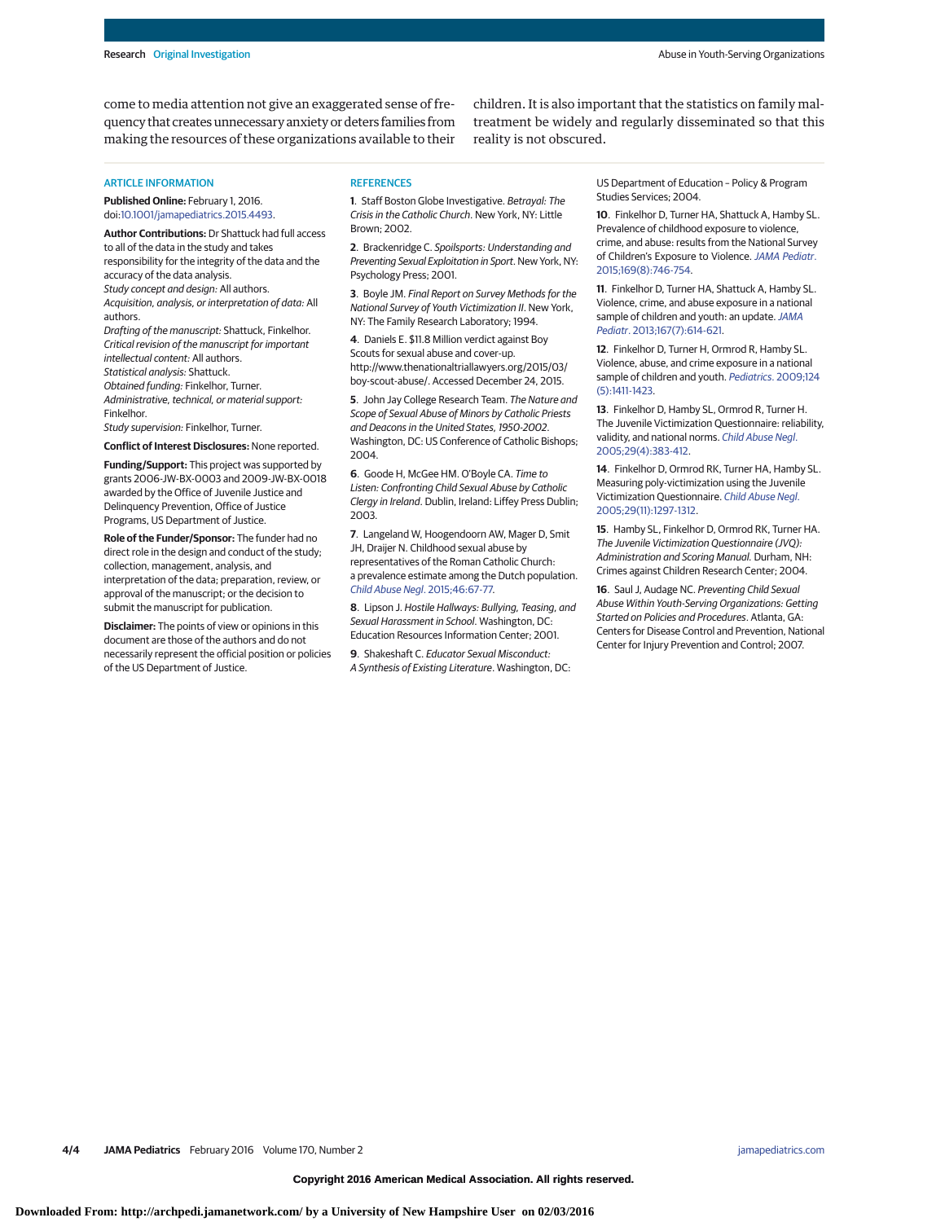come to media attention not give an exaggerated sense of frequency that creates unnecessary anxiety or deters families from making the resources of these organizations available to their children. It is also important that the statistics on family maltreatment be widely and regularly disseminated so that this reality is not obscured.

## ARTICLE INFORMATION

**Published Online:** February 1, 2016. doi:10.1001/jamapediatrics.2015.4493.

**Author Contributions:** Dr Shattuck had full access to all of the data in the study and takes responsibility for the integrity of the data and the accuracy of the data analysis.
*Study concept and design:* All authors.
*Acquisition, analysis, or interpretation of data:* All authors.
*Drafting of the manuscript:* Shattuck, Finkelhor.
*Critical revision of the manuscript for important intellectual content:* All authors.
*Statistical analysis:* Shattuck.
*Obtained funding:* Finkelhor, Turner.
*Administrative, technical, or material support:* Finkelhor.
*Study supervision:* Finkelhor, Turner.

**Conflict of Interest Disclosures:** None reported.

**Funding/Support:** This project was supported by grants 2006-JW-BX-0003 and 2009-JW-BX-0018 awarded by the Office of Juvenile Justice and Delinquency Prevention, Office of Justice Programs, US Department of Justice.

**Role of the Funder/Sponsor:** The funder had no direct role in the design and conduct of the study; collection, management, analysis, and interpretation of the data; preparation, review, or approval of the manuscript; or the decision to submit the manuscript for publication.

**Disclaimer:** The points of view or opinions in this document are those of the authors and do not necessarily represent the official position or policies of the US Department of Justice.

## REFERENCES

1. Staff Boston Globe Investigative. *Betrayal: The Crisis in the Catholic Church*. New York, NY: Little Brown; 2002.
2. Brackenridge C. *Spoilsports: Understanding and Preventing Sexual Exploitation in Sport*. New York, NY: Psychology Press; 2001.
3. Boyle JM. *Final Report on Survey Methods for the National Survey of Youth Victimization II*. New York, NY: The Family Research Laboratory; 1994.
4. Daniels E. $11.8 Million verdict against Boy Scouts for sexual abuse and cover-up. http://www.thenationaltriallawyers.org/2015/03/boy-scout-abuse/. Accessed December 24, 2015.
5. John Jay College Research Team. *The Nature and Scope of Sexual Abuse of Minors by Catholic Priests and Deacons in the United States, 1950-2002*. Washington, DC: US Conference of Catholic Bishops; 2004.
6. Goode H, McGee HM. O'Boyle CA. *Time to Listen: Confronting Child Sexual Abuse by Catholic Clergy in Ireland*. Dublin, Ireland: Liffey Press Dublin; 2003.
7. Langeland W, Hoogendoorn AW, Mager D, Smit JH, Draijer N. Childhood sexual abuse by representatives of the Roman Catholic Church: a prevalence estimate among the Dutch population. *Child Abuse Negl*. 2015;46:67-77.
8. Lipson J. *Hostile Hallways: Bullying, Teasing, and Sexual Harassment in School*. Washington, DC: Education Resources Information Center; 2001.
9. Shakeshaft C. *Educator Sexual Misconduct: A Synthesis of Existing Literature*. Washington, DC: US Department of Education – Policy & Program Studies Services; 2004.
10. Finkelhor D, Turner HA, Shattuck A, Hamby SL. Prevalence of childhood exposure to violence, crime, and abuse: results from the National Survey of Children's Exposure to Violence. *JAMA Pediatr*. 2015;169(8):746-754.
11. Finkelhor D, Turner HA, Shattuck A, Hamby SL. Violence, crime, and abuse exposure in a national sample of children and youth: an update. *JAMA Pediatr*. 2013;167(7):614-621.
12. Finkelhor D, Turner H, Ormrod R, Hamby SL. Violence, abuse, and crime exposure in a national sample of children and youth. *Pediatrics*. 2009;124(5):1411-1423.
13. Finkelhor D, Hamby SL, Ormrod R, Turner H. The Juvenile Victimization Questionnaire: reliability, validity, and national norms. *Child Abuse Negl*. 2005;29(4):383-412.
14. Finkelhor D, Ormrod RK, Turner HA, Hamby SL. Measuring poly-victimization using the Juvenile Victimization Questionnaire. *Child Abuse Negl*. 2005;29(11):1297-1312.
15. Hamby SL, Finkelhor D, Ormrod RK, Turner HA. *The Juvenile Victimization Questionnaire (JVQ): Administration and Scoring Manual*. Durham, NH: Crimes against Children Research Center; 2004.
16. Saul J, Audage NC. *Preventing Child Sexual Abuse Within Youth-Serving Organizations: Getting Started on Policies and Procedures*. Atlanta, GA: Centers for Disease Control and Prevention, National Center for Injury Prevention and Control; 2007.